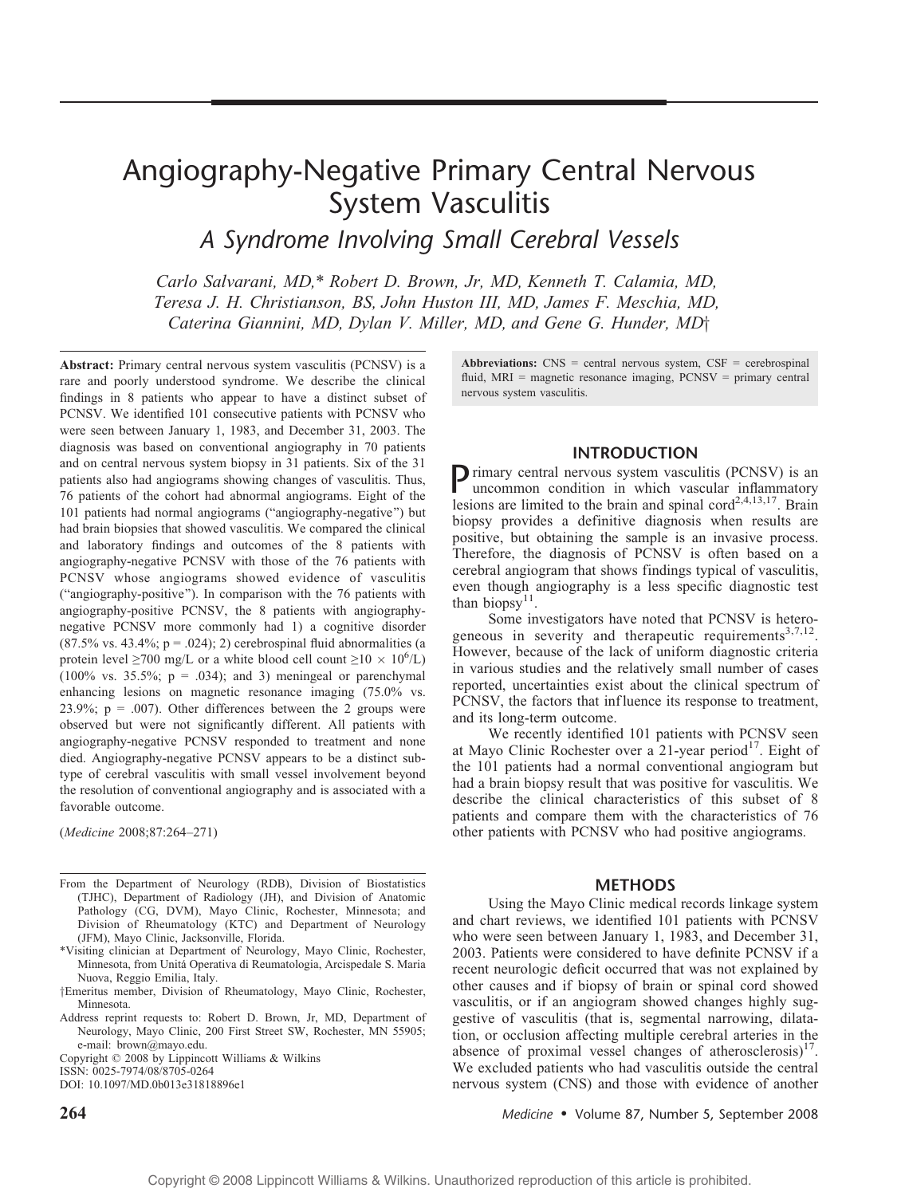# Angiography-Negative Primary Central Nervous System Vasculitis

## *A Syndrome Involving Small Cerebral Vessels*

*Carlo Salvarani, MD,\* Robert D. Brown, Jr, MD, Kenneth T. Calamia, MD, Teresa J. H. Christianson, BS, John Huston III, MD, James F. Meschia, MD, Caterina Giannini, MD, Dylan V. Miller, MD, and Gene G. Hunder, MD†*

**Abstract:** Primary central nervous system vasculitis (PCNSV) is a rare and poorly understood syndrome. We describe the clinical findings in 8 patients who appear to have a distinct subset of PCNSV. We identified 101 consecutive patients with PCNSV who were seen between January 1, 1983, and December 31, 2003. The diagnosis was based on conventional angiography in 70 patients and on central nervous system biopsy in 31 patients. Six of the 31 patients also had angiograms showing changes of vasculitis. Thus, 76 patients of the cohort had abnormal angiograms. Eight of the 101 patients had normal angiograms ("angiography-negative") but had brain biopsies that showed vasculitis. We compared the clinical and laboratory findings and outcomes of the 8 patients with angiography-negative PCNSV with those of the 76 patients with PCNSV whose angiograms showed evidence of vasculitis ("angiography-positive"). In comparison with the 76 patients with angiography-positive PCNSV, the 8 patients with angiography-negative PCNSV more commonly had 1) a cognitive disorder (87.5% vs. 43.4%; p = .024); 2) cerebrospinal fluid abnormalities (a protein level ≥700 mg/L or a white blood cell count $\geq 10 \times 10^6$/L) (100% vs. 35.5%; p = .034); and 3) meningeal or parenchymal enhancing lesions on magnetic resonance imaging (75.0% vs. 23.9%; p = .007). Other differences between the 2 groups were observed but were not significantly different. All patients with angiography-negative PCNSV responded to treatment and none died. Angiography-negative PCNSV appears to be a distinct subtype of cerebral vasculitis with small vessel involvement beyond the resolution of conventional angiography and is associated with a favorable outcome.

(*Medicine* 2008;87:264–271)

From the Department of Neurology (RDB), Division of Biostatistics (TJHC), Department of Radiology (JH), and Division of Anatomic Pathology (CG, DVM), Mayo Clinic, Rochester, Minnesota; and Division of Rheumatology (KTC) and Department of Neurology (JFM), Mayo Clinic, Jacksonville, Florida.

\*Visiting clinician at Department of Neurology, Mayo Clinic, Rochester, Minnesota, from Unitá Operativa di Reumatologia, Arcispedale S. Maria Nuova, Reggio Emilia, Italy.

†Emeritus member, Division of Rheumatology, Mayo Clinic, Rochester, Minnesota.

Address reprint requests to: Robert D. Brown, Jr, MD, Department of Neurology, Mayo Clinic, 200 First Street SW, Rochester, MN 55905; e-mail: brown@mayo.edu.

Copyright © 2008 by Lippincott Williams & Wilkins

ISSN: 0025-7974/08/8705-0264

DOI: 10.1097/MD.0b013e31818896e1

**Abbreviations:** CNS = central nervous system, CSF = cerebrospinal fluid, MRI = magnetic resonance imaging, PCNSV = primary central nervous system vasculitis.

## INTRODUCTION

Primary central nervous system vasculitis (PCNSV) is an uncommon condition in which vascular inflammatory lesions are limited to the brain and spinal cord[2,4,13,17]. Brain biopsy provides a definitive diagnosis when results are positive, but obtaining the sample is an invasive process. Therefore, the diagnosis of PCNSV is often based on a cerebral angiogram that shows findings typical of vasculitis, even though angiography is a less specific diagnostic test than biopsy[11].

Some investigators have noted that PCNSV is heterogeneous in severity and therapeutic requirements[3,7,12]. However, because of the lack of uniform diagnostic criteria in various studies and the relatively small number of cases reported, uncertainties exist about the clinical spectrum of PCNSV, the factors that influence its response to treatment, and its long-term outcome.

We recently identified 101 patients with PCNSV seen at Mayo Clinic Rochester over a 21-year period[17]. Eight of the 101 patients had a normal conventional angiogram but had a brain biopsy result that was positive for vasculitis. We describe the clinical characteristics of this subset of 8 patients and compare them with the characteristics of 76 other patients with PCNSV who had positive angiograms.

## METHODS

Using the Mayo Clinic medical records linkage system and chart reviews, we identified 101 patients with PCNSV who were seen between January 1, 1983, and December 31, 2003. Patients were considered to have definite PCNSV if a recent neurologic deficit occurred that was not explained by other causes and if biopsy of brain or spinal cord showed vasculitis, or if an angiogram showed changes highly suggestive of vasculitis (that is, segmental narrowing, dilatation, or occlusion affecting multiple cerebral arteries in the absence of proximal vessel changes of atherosclerosis)[17]. We excluded patients who had vasculitis outside the central nervous system (CNS) and those with evidence of another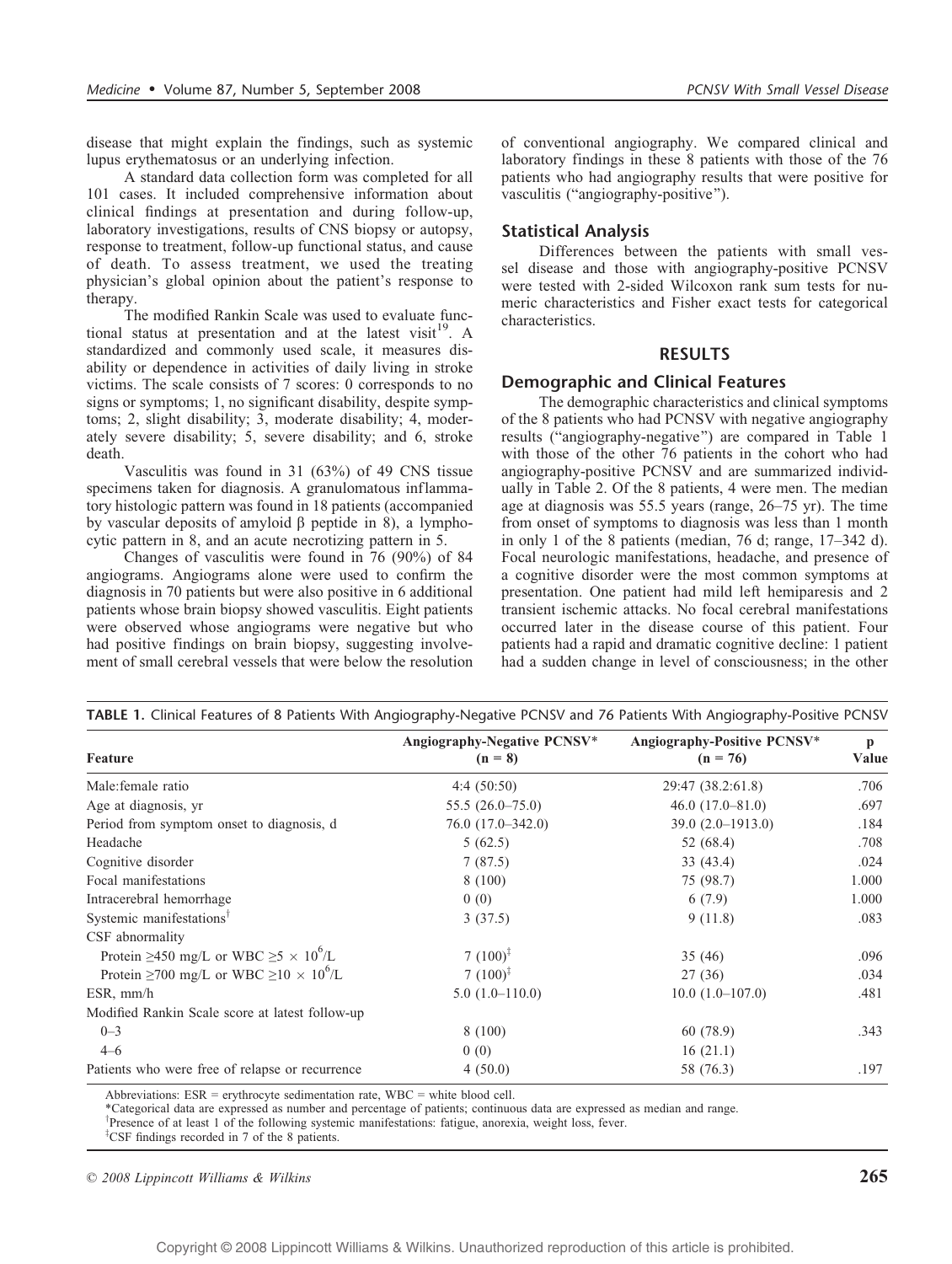disease that might explain the findings, such as systemic lupus erythematosus or an underlying infection.

A standard data collection form was completed for all 101 cases. It included comprehensive information about clinical findings at presentation and during follow-up, laboratory investigations, results of CNS biopsy or autopsy, response to treatment, follow-up functional status, and cause of death. To assess treatment, we used the treating physician's global opinion about the patient's response to therapy.

The modified Rankin Scale was used to evaluate functional status at presentation and at the latest visit[19]. A standardized and commonly used scale, it measures disability or dependence in activities of daily living in stroke victims. The scale consists of 7 scores: 0 corresponds to no signs or symptoms; 1, no significant disability, despite symptoms; 2, slight disability; 3, moderate disability; 4, moderately severe disability; 5, severe disability; and 6, stroke death.

Vasculitis was found in 31 (63%) of 49 CNS tissue specimens taken for diagnosis. A granulomatous inflammatory histologic pattern was found in 18 patients (accompanied by vascular deposits of amyloid β peptide in 8), a lymphocytic pattern in 8, and an acute necrotizing pattern in 5.

Changes of vasculitis were found in 76 (90%) of 84 angiograms. Angiograms alone were used to confirm the diagnosis in 70 patients but were also positive in 6 additional patients whose brain biopsy showed vasculitis. Eight patients were observed whose angiograms were negative but who had positive findings on brain biopsy, suggesting involvement of small cerebral vessels that were below the resolution of conventional angiography. We compared clinical and laboratory findings in these 8 patients with those of the 76 patients who had angiography results that were positive for vasculitis ("angiography-positive").

### Statistical Analysis

Differences between the patients with small vessel disease and those with angiography-positive PCNSV were tested with 2-sided Wilcoxon rank sum tests for numeric characteristics and Fisher exact tests for categorical characteristics.

## RESULTS

### Demographic and Clinical Features

The demographic characteristics and clinical symptoms of the 8 patients who had PCNSV with negative angiography results ("angiography-negative") are compared in Table 1 with those of the other 76 patients in the cohort who had angiography-positive PCNSV and are summarized individually in Table 2. Of the 8 patients, 4 were men. The median age at diagnosis was 55.5 years (range, 26–75 yr). The time from onset of symptoms to diagnosis was less than 1 month in only 1 of the 8 patients (median, 76 d; range, 17–342 d). Focal neurologic manifestations, headache, and presence of a cognitive disorder were the most common symptoms at presentation. One patient had mild left hemiparesis and 2 transient ischemic attacks. No focal cerebral manifestations occurred later in the disease course of this patient. Four patients had a rapid and dramatic cognitive decline: 1 patient had a sudden change in level of consciousness; in the other

**TABLE 1.** Clinical Features of 8 Patients With Angiography-Negative PCNSV and 76 Patients With Angiography-Positive PCNSV

| Feature | Angiography-Negative PCNSV* (n = 8) | Angiography-Positive PCNSV* (n = 76) | p Value |
|---|---|---|---|
| Male:female ratio | 4:4 (50:50) | 29:47 (38.2:61.8) | .706 |
| Age at diagnosis, yr | 55.5 (26.0–75.0) | 46.0 (17.0–81.0) | .697 |
| Period from symptom onset to diagnosis, d | 76.0 (17.0–342.0) | 39.0 (2.0–1913.0) | .184 |
| Headache | 5 (62.5) | 52 (68.4) | .708 |
| Cognitive disorder | 7 (87.5) | 33 (43.4) | .024 |
| Focal manifestations | 8 (100) | 75 (98.7) | 1.000 |
| Intracerebral hemorrhage | 0 (0) | 6 (7.9) | 1.000 |
| Systemic manifestations[†] | 3 (37.5) | 9 (11.8) | .083 |
| CSF abnormality | | | |
| Protein ≥450 mg/L or WBC ≥5 × $10^6$/L | 7 (100)[‡] | 35 (46) | .096 |
| Protein ≥700 mg/L or WBC ≥10 × $10^6$/L | 7 (100)[‡] | 27 (36) | .034 |
| ESR, mm/h | 5.0 (1.0–110.0) | 10.0 (1.0–107.0) | .481 |
| Modified Rankin Scale score at latest follow-up | | | |
| 0–3 | 8 (100) | 60 (78.9) | .343 |
| 4–6 | 0 (0) | 16 (21.1) | |
| Patients who were free of relapse or recurrence | 4 (50.0) | 58 (76.3) | .197 |

Abbreviations: ESR = erythrocyte sedimentation rate, WBC = white blood cell.

*Categorical data are expressed as number and percentage of patients; continuous data are expressed as median and range.

[†]Presence of at least 1 of the following systemic manifestations: fatigue, anorexia, weight loss, fever.

[‡]CSF findings recorded in 7 of the 8 patients.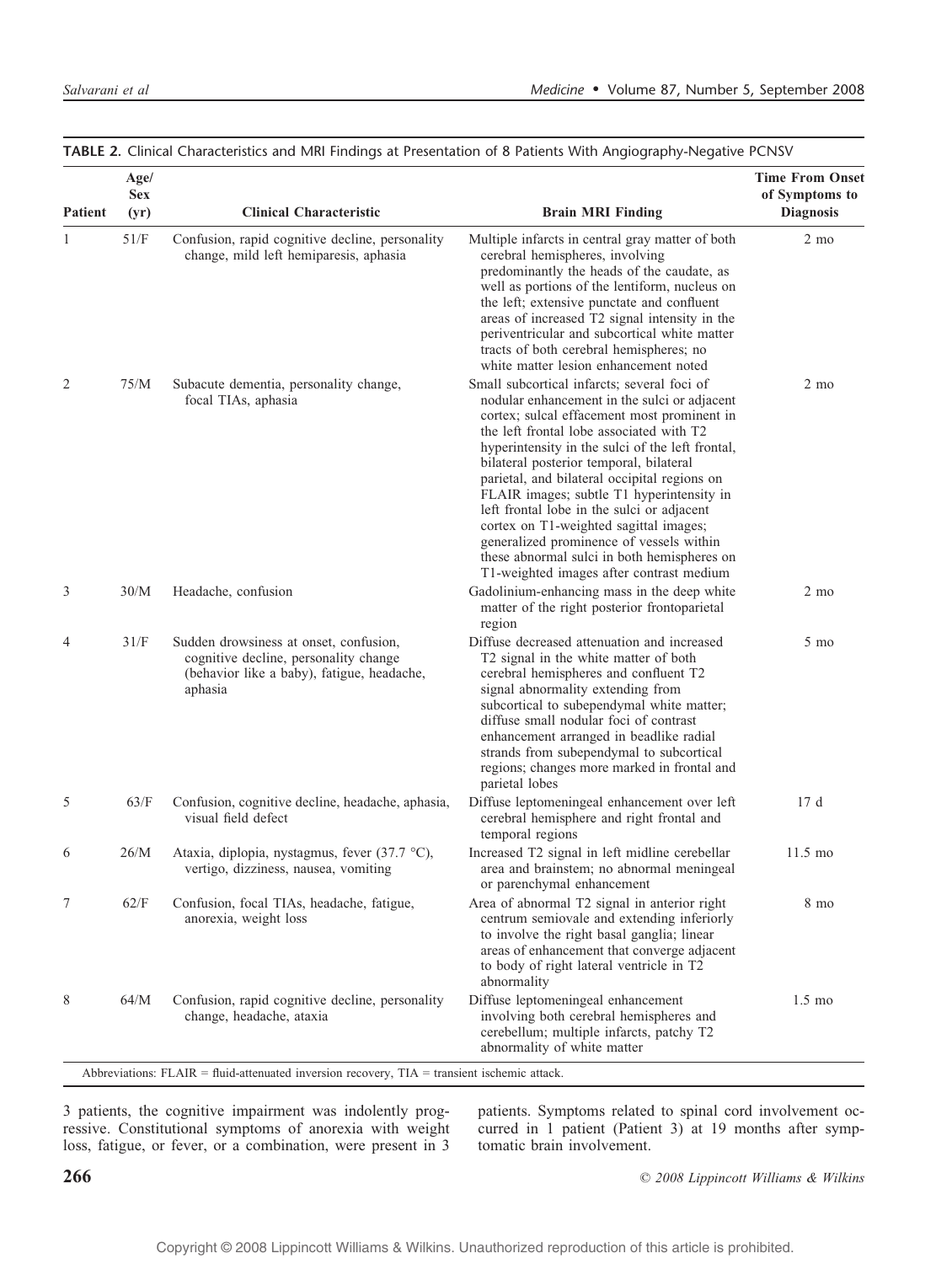**TABLE 2.** Clinical Characteristics and MRI Findings at Presentation of 8 Patients With Angiography-Negative PCNSV

| Patient | Age/ Sex (yr) | Clinical Characteristic | Brain MRI Finding | Time From Onset of Symptoms to Diagnosis |
|---|---|---|---|---|
| 1 | 51/F | Confusion, rapid cognitive decline, personality change, mild left hemiparesis, aphasia | Multiple infarcts in central gray matter of both cerebral hemispheres, involving predominantly the heads of the caudate, as well as portions of the lentiform, nucleus on the left; extensive punctate and confluent areas of increased T2 signal intensity in the periventricular and subcortical white matter tracts of both cerebral hemispheres; no white matter lesion enhancement noted | 2 mo |
| 2 | 75/M | Subacute dementia, personality change, focal TIAs, aphasia | Small subcortical infarcts; several foci of nodular enhancement in the sulci or adjacent cortex; sulcal effacement most prominent in the left frontal lobe associated with T2 hyperintensity in the sulci of the left frontal, bilateral posterior temporal, bilateral parietal, and bilateral occipital regions on FLAIR images; subtle T1 hyperintensity in left frontal lobe in the sulci or adjacent cortex on T1-weighted sagittal images; generalized prominence of vessels within these abnormal sulci in both hemispheres on T1-weighted images after contrast medium | 2 mo |
| 3 | 30/M | Headache, confusion | Gadolinium-enhancing mass in the deep white matter of the right posterior frontoparietal region | 2 mo |
| 4 | 31/F | Sudden drowsiness at onset, confusion, cognitive decline, personality change (behavior like a baby), fatigue, headache, aphasia | Diffuse decreased attenuation and increased T2 signal in the white matter of both cerebral hemispheres and confluent T2 signal abnormality extending from subcortical to subependymal white matter; diffuse small nodular foci of contrast enhancement arranged in beadlike radial strands from subependymal to subcortical regions; changes more marked in frontal and parietal lobes | 5 mo |
| 5 | 63/F | Confusion, cognitive decline, headache, aphasia, visual field defect | Diffuse leptomeningeal enhancement over left cerebral hemisphere and right frontal and temporal regions | 17 d |
| 6 | 26/M | Ataxia, diplopia, nystagmus, fever (37.7 °C), vertigo, dizziness, nausea, vomiting | Increased T2 signal in left midline cerebellar area and brainstem; no abnormal meningeal or parenchymal enhancement | 11.5 mo |
| 7 | 62/F | Confusion, focal TIAs, headache, fatigue, anorexia, weight loss | Area of abnormal T2 signal in anterior right centrum semiovale and extending inferiorly to involve the right basal ganglia; linear areas of enhancement that converge adjacent to body of right lateral ventricle in T2 abnormality | 8 mo |
| 8 | 64/M | Confusion, rapid cognitive decline, personality change, headache, ataxia | Diffuse leptomeningeal enhancement involving both cerebral hemispheres and cerebellum; multiple infarcts, patchy T2 abnormality of white matter | 1.5 mo |

Abbreviations: FLAIR = fluid-attenuated inversion recovery, TIA = transient ischemic attack.

3 patients, the cognitive impairment was indolently progressive. Constitutional symptoms of anorexia with weight loss, fatigue, or fever, or a combination, were present in 3 patients. Symptoms related to spinal cord involvement occurred in 1 patient (Patient 3) at 19 months after symptomatic brain involvement.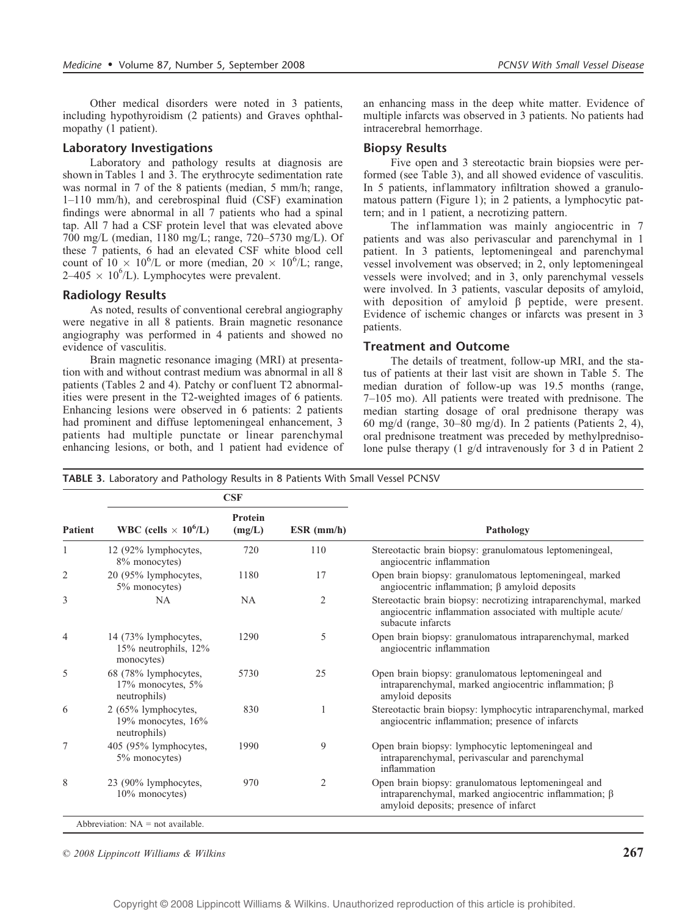Other medical disorders were noted in 3 patients, including hypothyroidism (2 patients) and Graves ophthalmopathy (1 patient).

### Laboratory Investigations

Laboratory and pathology results at diagnosis are shown in Tables 1 and 3. The erythrocyte sedimentation rate was normal in 7 of the 8 patients (median, 5 mm/h; range, 1–110 mm/h), and cerebrospinal fluid (CSF) examination findings were abnormal in all 7 patients who had a spinal tap. All 7 had a CSF protein level that was elevated above 700 mg/L (median, 1180 mg/L; range, 720–5730 mg/L). Of these 7 patients, 6 had an elevated CSF white blood cell count of $10 \times 10^6$/L or more (median, $20 \times 10^6$/L; range, 2–405 $\times 10^6$/L). Lymphocytes were prevalent.

### Radiology Results

As noted, results of conventional cerebral angiography were negative in all 8 patients. Brain magnetic resonance angiography was performed in 4 patients and showed no evidence of vasculitis.

Brain magnetic resonance imaging (MRI) at presentation with and without contrast medium was abnormal in all 8 patients (Tables 2 and 4). Patchy or confluent T2 abnormalities were present in the T2-weighted images of 6 patients. Enhancing lesions were observed in 6 patients: 2 patients had prominent and diffuse leptomeningeal enhancement, 3 patients had multiple punctate or linear parenchymal enhancing lesions, or both, and 1 patient had evidence of an enhancing mass in the deep white matter. Evidence of multiple infarcts was observed in 3 patients. No patients had intracerebral hemorrhage.

### Biopsy Results

Five open and 3 stereotactic brain biopsies were performed (see Table 3), and all showed evidence of vasculitis. In 5 patients, inflammatory infiltration showed a granulomatous pattern (Figure 1); in 2 patients, a lymphocytic pattern; and in 1 patient, a necrotizing pattern.

The inflammation was mainly angiocentric in 7 patients and was also perivascular and parenchymal in 1 patient. In 3 patients, leptomeningeal and parenchymal vessel involvement was observed; in 2, only leptomeningeal vessels were involved; and in 3, only parenchymal vessels were involved. In 3 patients, vascular deposits of amyloid, with deposition of amyloid β peptide, were present. Evidence of ischemic changes or infarcts was present in 3 patients.

### Treatment and Outcome

The details of treatment, follow-up MRI, and the status of patients at their last visit are shown in Table 5. The median duration of follow-up was 19.5 months (range, 7–105 mo). All patients were treated with prednisone. The median starting dosage of oral prednisone therapy was 60 mg/d (range, 30–80 mg/d). In 2 patients (Patients 2, 4), oral prednisone treatment was preceded by methylprednisolone pulse therapy (1 g/d intravenously for 3 d in Patient 2

**TABLE 3.** Laboratory and Pathology Results in 8 Patients With Small Vessel PCNSV

| | CSF | | | |
|---|---|---|---|---|
| Patient | WBC (cells $\times 10^6$/L) | Protein (mg/L) | ESR (mm/h) | Pathology |
| 1 | 12 (92% lymphocytes, 8% monocytes) | 720 | 110 | Stereotactic brain biopsy: granulomatous leptomeningeal, angiocentric inflammation |
| 2 | 20 (95% lymphocytes, 5% monocytes) | 1180 | 17 | Open brain biopsy: granulomatous leptomeningeal, marked angiocentric inflammation; β amyloid deposits |
| 3 | NA | NA | 2 | Stereotactic brain biopsy: necrotizing intraparenchymal, marked angiocentric inflammation associated with multiple acute/subacute infarcts |
| 4 | 14 (73% lymphocytes, 15% neutrophils, 12% monocytes) | 1290 | 5 | Open brain biopsy: granulomatous intraparenchymal, marked angiocentric inflammation |
| 5 | 68 (78% lymphocytes, 17% monocytes, 5% neutrophils) | 5730 | 25 | Open brain biopsy: granulomatous leptomeningeal and intraparenchymal, marked angiocentric inflammation; β amyloid deposits |
| 6 | 2 (65% lymphocytes, 19% monocytes, 16% neutrophils) | 830 | 1 | Stereotactic brain biopsy: lymphocytic intraparenchymal, marked angiocentric inflammation; presence of infarcts |
| 7 | 405 (95% lymphocytes, 5% monocytes) | 1990 | 9 | Open brain biopsy: lymphocytic leptomeningeal and intraparenchymal, perivascular and parenchymal inflammation |
| 8 | 23 (90% lymphocytes, 10% monocytes) | 970 | 2 | Open brain biopsy: granulomatous leptomeningeal and intraparenchymal, marked angiocentric inflammation; β amyloid deposits; presence of infarct |

Abbreviation: NA = not available.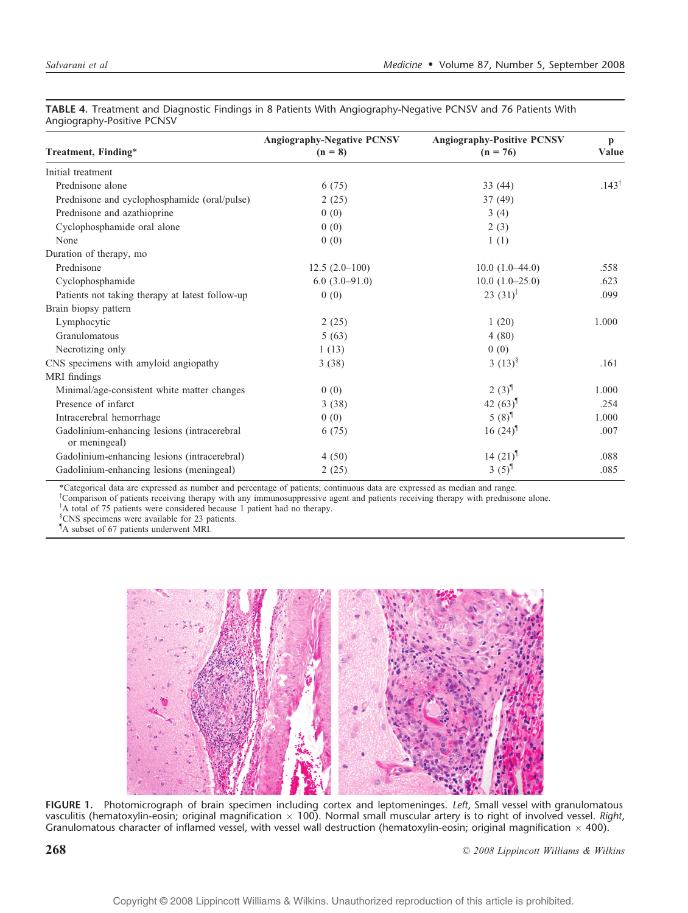**TABLE 4.** Treatment and Diagnostic Findings in 8 Patients With Angiography-Negative PCNSV and 76 Patients With Angiography-Positive PCNSV

| Treatment, Finding* | Angiography-Negative PCNSV (n = 8) | Angiography-Positive PCNSV (n = 76) | p Value |
|---|---|---|---|
| Initial treatment | | | |
| Prednisone alone | 6 (75) | 33 (44) | .143[†] |
| Prednisone and cyclophosphamide (oral/pulse) | 2 (25) | 37 (49) | |
| Prednisone and azathioprine | 0 (0) | 3 (4) | |
| Cyclophosphamide oral alone | 0 (0) | 2 (3) | |
| None | 0 (0) | 1 (1) | |
| Duration of therapy, mo | | | |
| Prednisone | 12.5 (2.0–100) | 10.0 (1.0–44.0) | .558 |
| Cyclophosphamide | 6.0 (3.0–91.0) | 10.0 (1.0–25.0) | .623 |
| Patients not taking therapy at latest follow-up | 0 (0) | 23 (31)[‡] | .099 |
| Brain biopsy pattern | | | |
| Lymphocytic | 2 (25) | 1 (20) | 1.000 |
| Granulomatous | 5 (63) | 4 (80) | |
| Necrotizing only | 1 (13) | 0 (0) | |
| CNS specimens with amyloid angiopathy | 3 (38) | 3 (13)[§] | .161 |
| MRI findings | | | |
| Minimal/age-consistent white matter changes | 0 (0) | 2 (3)[¶] | 1.000 |
| Presence of infarct | 3 (38) | 42 (63)[¶] | .254 |
| Intracerebral hemorrhage | 0 (0) | 5 (8)[¶] | 1.000 |
| Gadolinium-enhancing lesions (intracerebral or meningeal) | 6 (75) | 16 (24)[¶] | .007 |
| Gadolinium-enhancing lesions (intracerebral) | 4 (50) | 14 (21)[¶] | .088 |
| Gadolinium-enhancing lesions (meningeal) | 2 (25) | 3 (5)[¶] | .085 |

*Categorical data are expressed as number and percentage of patients; continuous data are expressed as median and range.
[†]Comparison of patients receiving therapy with any immunosuppressive agent and patients receiving therapy with prednisone alone.
[‡]A total of 75 patients were considered because 1 patient had no therapy.
[§]CNS specimens were available for 23 patients.
[¶]A subset of 67 patients underwent MRI.

**FIGURE 1.** Photomicrograph of brain specimen including cortex and leptomeninges. *Left*, Small vessel with granulomatous vasculitis (hematoxylin-eosin; original magnification × 100). Normal small muscular artery is to right of involved vessel. *Right*, Granulomatous character of inflamed vessel, with vessel wall destruction (hematoxylin-eosin; original magnification × 400).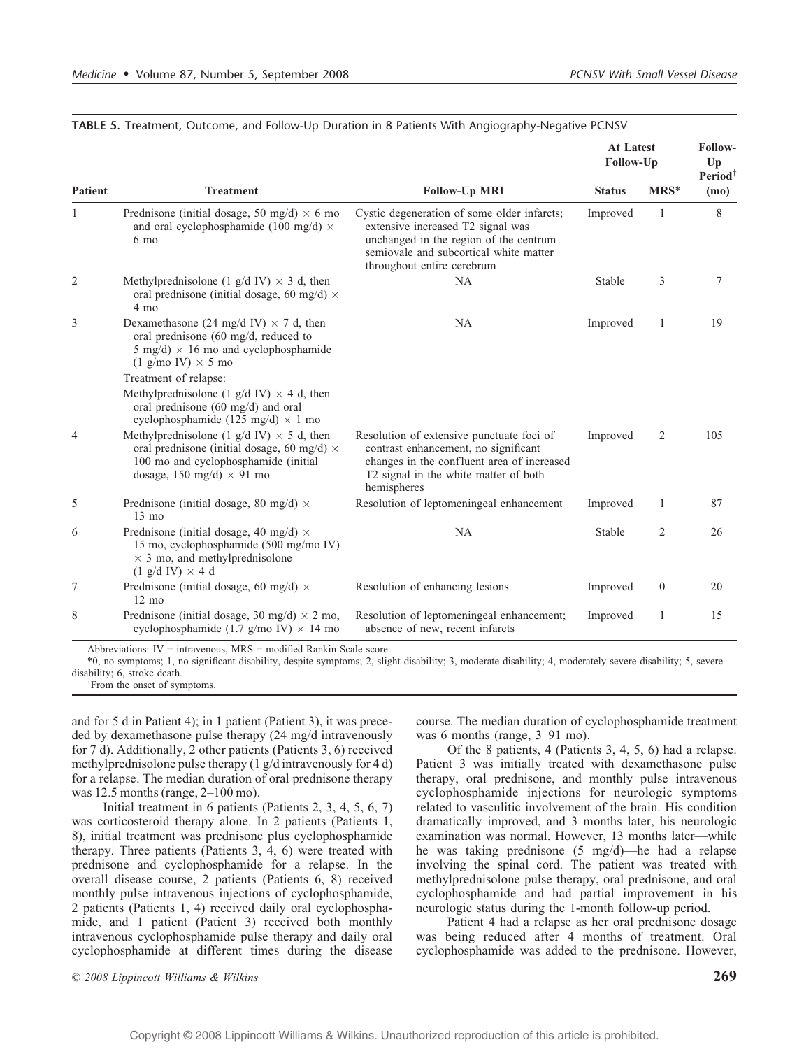**TABLE 5.** Treatment, Outcome, and Follow-Up Duration in 8 Patients With Angiography-Negative PCNSV

| Patient | Treatment | Follow-Up MRI | At Latest Follow-Up | | Follow-Up Period† (mo) |
|---|---|---|---|---|---|
| | | | Status | MRS* | |
| 1 | Prednisone (initial dosage, 50 mg/d) × 6 mo and oral cyclophosphamide (100 mg/d) × 6 mo | Cystic degeneration of some older infarcts; extensive increased T2 signal was unchanged in the region of the centrum semiovale and subcortical white matter throughout entire cerebrum | Improved | 1 | 8 |
| 2 | Methylprednisolone (1 g/d IV) × 3 d, then oral prednisone (initial dosage, 60 mg/d) × 4 mo | NA | Stable | 3 | 7 |
| 3 | Dexamethasone (24 mg/d IV) × 7 d, then oral prednisone (60 mg/d, reduced to 5 mg/d) × 16 mo and cyclophosphamide (1 g/mo IV) × 5 mo<br>Treatment of relapse:<br>Methylprednisolone (1 g/d IV) × 4 d, then oral prednisone (60 mg/d) and oral cyclophosphamide (125 mg/d) × 1 mo | NA | Improved | 1 | 19 |
| 4 | Methylprednisolone (1 g/d IV) × 5 d, then oral prednisone (initial dosage, 60 mg/d) × 100 mo and cyclophosphamide (initial dosage, 150 mg/d) × 91 mo | Resolution of extensive punctuate foci of contrast enhancement, no significant changes in the confluent area of increased T2 signal in the white matter of both hemispheres | Improved | 2 | 105 |
| 5 | Prednisone (initial dosage, 80 mg/d) × 13 mo | Resolution of leptomeningeal enhancement | Improved | 1 | 87 |
| 6 | Prednisone (initial dosage, 40 mg/d) × 15 mo, cyclophosphamide (500 mg/mo IV) × 3 mo, and methylprednisolone (1 g/d IV) × 4 d | NA | Stable | 2 | 26 |
| 7 | Prednisone (initial dosage, 60 mg/d) × 12 mo | Resolution of enhancing lesions | Improved | 0 | 20 |
| 8 | Prednisone (initial dosage, 30 mg/d) × 2 mo, cyclophosphamide (1.7 g/mo IV) × 14 mo | Resolution of leptomeningeal enhancement; absence of new, recent infarcts | Improved | 1 | 15 |

Abbreviations: IV = intravenous, MRS = modified Rankin Scale score.

*0, no symptoms; 1, no significant disability, despite symptoms; 2, slight disability; 3, moderate disability; 4, moderately severe disability; 5, severe disability; 6, stroke death.

†From the onset of symptoms.

and for 5 d in Patient 4); in 1 patient (Patient 3), it was preceded by dexamethasone pulse therapy (24 mg/d intravenously for 7 d). Additionally, 2 other patients (Patients 3, 6) received methylprednisolone pulse therapy (1 g/d intravenously for 4 d) for a relapse. The median duration of oral prednisone therapy was 12.5 months (range, 2–100 mo).

Initial treatment in 6 patients (Patients 2, 3, 4, 5, 6, 7) was corticosteroid therapy alone. In 2 patients (Patients 1, 8), initial treatment was prednisone plus cyclophosphamide therapy. Three patients (Patients 3, 4, 6) were treated with prednisone and cyclophosphamide for a relapse. In the overall disease course, 2 patients (Patients 6, 8) received monthly pulse intravenous injections of cyclophosphamide, 2 patients (Patients 1, 4) received daily oral cyclophosphamide, and 1 patient (Patient 3) received both monthly intravenous cyclophosphamide pulse therapy and daily oral cyclophosphamide at different times during the disease course. The median duration of cyclophosphamide treatment was 6 months (range, 3–91 mo).

Of the 8 patients, 4 (Patients 3, 4, 5, 6) had a relapse. Patient 3 was initially treated with dexamethasone pulse therapy, oral prednisone, and monthly pulse intravenous cyclophosphamide injections for neurologic symptoms related to vasculitic involvement of the brain. His condition dramatically improved, and 3 months later, his neurologic examination was normal. However, 13 months later—while he was taking prednisone (5 mg/d)—he had a relapse involving the spinal cord. The patient was treated with methylprednisolone pulse therapy, oral prednisone, and oral cyclophosphamide and had partial improvement in his neurologic status during the 1-month follow-up period.

Patient 4 had a relapse as her oral prednisone dosage was being reduced after 4 months of treatment. Oral cyclophosphamide was added to the prednisone. However,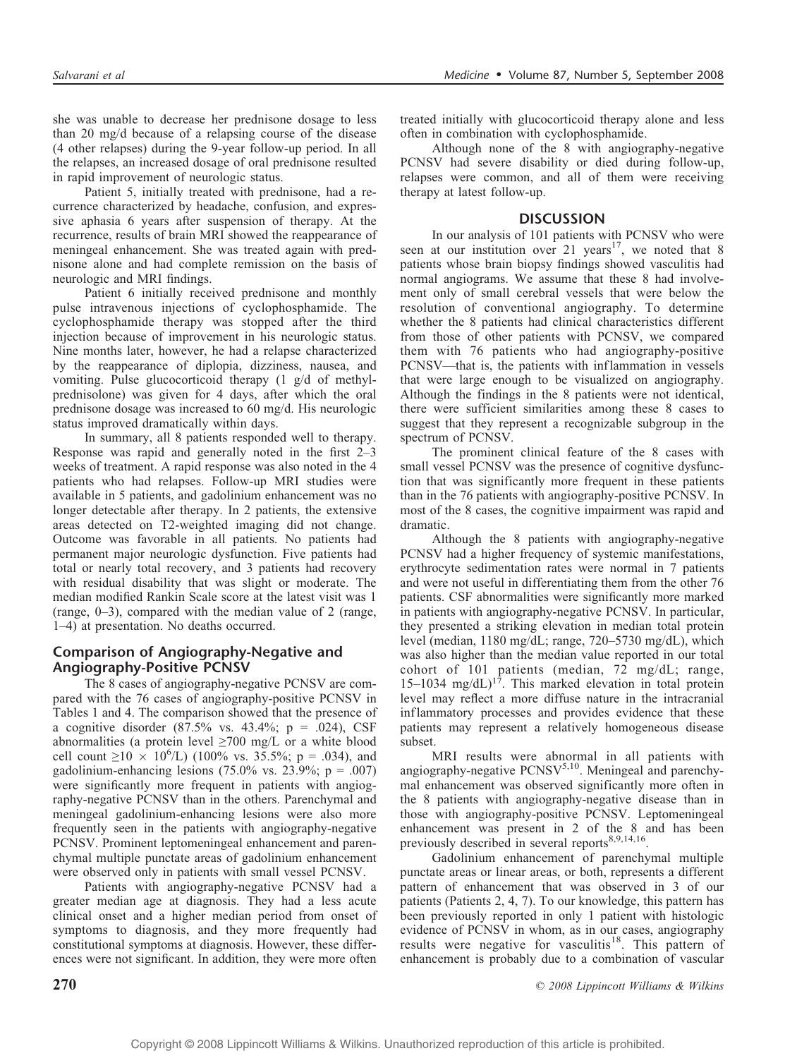she was unable to decrease her prednisone dosage to less than 20 mg/d because of a relapsing course of the disease (4 other relapses) during the 9-year follow-up period. In all the relapses, an increased dosage of oral prednisone resulted in rapid improvement of neurologic status.

Patient 5, initially treated with prednisone, had a recurrence characterized by headache, confusion, and expressive aphasia 6 years after suspension of therapy. At the recurrence, results of brain MRI showed the reappearance of meningeal enhancement. She was treated again with prednisone alone and had complete remission on the basis of neurologic and MRI findings.

Patient 6 initially received prednisone and monthly pulse intravenous injections of cyclophosphamide. The cyclophosphamide therapy was stopped after the third injection because of improvement in his neurologic status. Nine months later, however, he had a relapse characterized by the reappearance of diplopia, dizziness, nausea, and vomiting. Pulse glucocorticoid therapy (1 g/d of methylprednisolone) was given for 4 days, after which the oral prednisone dosage was increased to 60 mg/d. His neurologic status improved dramatically within days.

In summary, all 8 patients responded well to therapy. Response was rapid and generally noted in the first 2–3 weeks of treatment. A rapid response was also noted in the 4 patients who had relapses. Follow-up MRI studies were available in 5 patients, and gadolinium enhancement was no longer detectable after therapy. In 2 patients, the extensive areas detected on T2-weighted imaging did not change. Outcome was favorable in all patients. No patients had permanent major neurologic dysfunction. Five patients had total or nearly total recovery, and 3 patients had recovery with residual disability that was slight or moderate. The median modified Rankin Scale score at the latest visit was 1 (range, 0–3), compared with the median value of 2 (range, 1–4) at presentation. No deaths occurred.

### Comparison of Angiography-Negative and Angiography-Positive PCNSV

The 8 cases of angiography-negative PCNSV are compared with the 76 cases of angiography-positive PCNSV in Tables 1 and 4. The comparison showed that the presence of a cognitive disorder (87.5% vs. 43.4%; p = .024), CSF abnormalities (a protein level ≥700 mg/L or a white blood cell count $\geq 10 \times 10^6$/L) (100% vs. 35.5%; p = .034), and gadolinium-enhancing lesions (75.0% vs. 23.9%; p = .007) were significantly more frequent in patients with angiography-negative PCNSV than in the others. Parenchymal and meningeal gadolinium-enhancing lesions were also more frequently seen in the patients with angiography-negative PCNSV. Prominent leptomeningeal enhancement and parenchymal multiple punctate areas of gadolinium enhancement were observed only in patients with small vessel PCNSV.

Patients with angiography-negative PCNSV had a greater median age at diagnosis. They had a less acute clinical onset and a higher median period from onset of symptoms to diagnosis, and they more frequently had constitutional symptoms at diagnosis. However, these differences were not significant. In addition, they were more often treated initially with glucocorticoid therapy alone and less often in combination with cyclophosphamide.

Although none of the 8 with angiography-negative PCNSV had severe disability or died during follow-up, relapses were common, and all of them were receiving therapy at latest follow-up.

## DISCUSSION

In our analysis of 101 patients with PCNSV who were seen at our institution over 21 years[17], we noted that 8 patients whose brain biopsy findings showed vasculitis had normal angiograms. We assume that these 8 had involvement only of small cerebral vessels that were below the resolution of conventional angiography. To determine whether the 8 patients had clinical characteristics different from those of other patients with PCNSV, we compared them with 76 patients who had angiography-positive PCNSV—that is, the patients with inflammation in vessels that were large enough to be visualized on angiography. Although the findings in the 8 patients were not identical, there were sufficient similarities among these 8 cases to suggest that they represent a recognizable subgroup in the spectrum of PCNSV.

The prominent clinical feature of the 8 cases with small vessel PCNSV was the presence of cognitive dysfunction that was significantly more frequent in these patients than in the 76 patients with angiography-positive PCNSV. In most of the 8 cases, the cognitive impairment was rapid and dramatic.

Although the 8 patients with angiography-negative PCNSV had a higher frequency of systemic manifestations, erythrocyte sedimentation rates were normal in 7 patients and were not useful in differentiating them from the other 76 patients. CSF abnormalities were significantly more marked in patients with angiography-negative PCNSV. In particular, they presented a striking elevation in median total protein level (median, 1180 mg/dL; range, 720–5730 mg/dL), which was also higher than the median value reported in our total cohort of 101 patients (median, 72 mg/dL; range, 15–1034 mg/dL)[17]. This marked elevation in total protein level may reflect a more diffuse nature in the intracranial inflammatory processes and provides evidence that these patients may represent a relatively homogeneous disease subset.

MRI results were abnormal in all patients with angiography-negative PCNSV[5,10]. Meningeal and parenchymal enhancement was observed significantly more often in the 8 patients with angiography-negative disease than in those with angiography-positive PCNSV. Leptomeningeal enhancement was present in 2 of the 8 and has been previously described in several reports[8,9,14,16].

Gadolinium enhancement of parenchymal multiple punctate areas or linear areas, or both, represents a different pattern of enhancement that was observed in 3 of our patients (Patients 2, 4, 7). To our knowledge, this pattern has been previously reported in only 1 patient with histologic evidence of PCNSV in whom, as in our cases, angiography results were negative for vasculitis[18]. This pattern of enhancement is probably due to a combination of vascular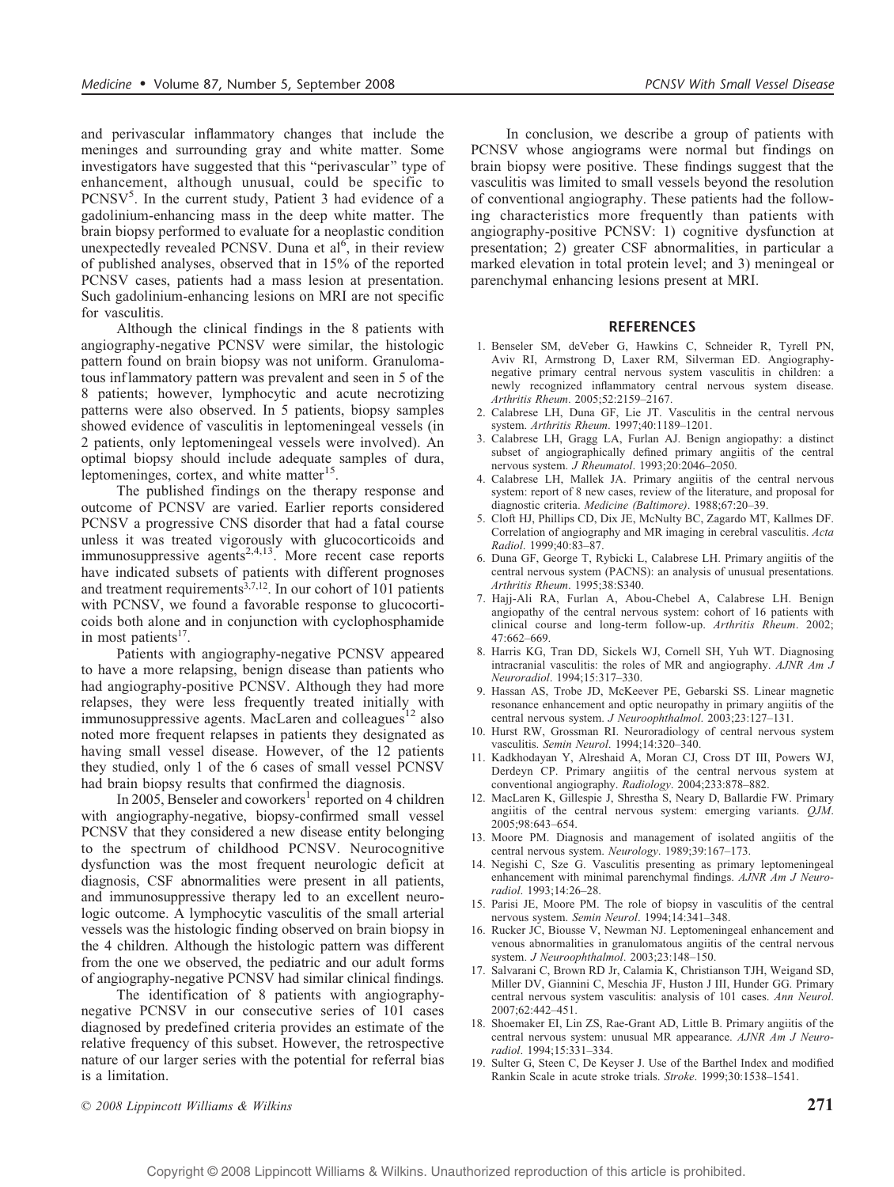and perivascular inflammatory changes that include the meninges and surrounding gray and white matter. Some investigators have suggested that this "perivascular" type of enhancement, although unusual, could be specific to PCNSV[5]. In the current study, Patient 3 had evidence of a gadolinium-enhancing mass in the deep white matter. The brain biopsy performed to evaluate for a neoplastic condition unexpectedly revealed PCNSV. Duna et al[6], in their review of published analyses, observed that in 15% of the reported PCNSV cases, patients had a mass lesion at presentation. Such gadolinium-enhancing lesions on MRI are not specific for vasculitis.

Although the clinical findings in the 8 patients with angiography-negative PCNSV were similar, the histologic pattern found on brain biopsy was not uniform. Granulomatous inflammatory pattern was prevalent and seen in 5 of the 8 patients; however, lymphocytic and acute necrotizing patterns were also observed. In 5 patients, biopsy samples showed evidence of vasculitis in leptomeningeal vessels (in 2 patients, only leptomeningeal vessels were involved). An optimal biopsy should include adequate samples of dura, leptomeninges, cortex, and white matter[15].

The published findings on the therapy response and outcome of PCNSV are varied. Earlier reports considered PCNSV a progressive CNS disorder that had a fatal course unless it was treated vigorously with glucocorticoids and immunosuppressive agents[2,4,13]. More recent case reports have indicated subsets of patients with different prognoses and treatment requirements[3,7,12]. In our cohort of 101 patients with PCNSV, we found a favorable response to glucocorticoids both alone and in conjunction with cyclophosphamide in most patients[17].

Patients with angiography-negative PCNSV appeared to have a more relapsing, benign disease than patients who had angiography-positive PCNSV. Although they had more relapses, they were less frequently treated initially with immunosuppressive agents. MacLaren and colleagues[12] also noted more frequent relapses in patients they designated as having small vessel disease. However, of the 12 patients they studied, only 1 of the 6 cases of small vessel PCNSV had brain biopsy results that confirmed the diagnosis.

In 2005, Benseler and coworkers[1] reported on 4 children with angiography-negative, biopsy-confirmed small vessel PCNSV that they considered a new disease entity belonging to the spectrum of childhood PCNSV. Neurocognitive dysfunction was the most frequent neurologic deficit at diagnosis, CSF abnormalities were present in all patients, and immunosuppressive therapy led to an excellent neurologic outcome. A lymphocytic vasculitis of the small arterial vessels was the histologic finding observed on brain biopsy in the 4 children. Although the histologic pattern was different from the one we observed, the pediatric and our adult forms of angiography-negative PCNSV had similar clinical findings.

The identification of 8 patients with angiography-negative PCNSV in our consecutive series of 101 cases diagnosed by predefined criteria provides an estimate of the relative frequency of this subset. However, the retrospective nature of our larger series with the potential for referral bias is a limitation.

In conclusion, we describe a group of patients with PCNSV whose angiograms were normal but findings on brain biopsy were positive. These findings suggest that the vasculitis was limited to small vessels beyond the resolution of conventional angiography. These patients had the following characteristics more frequently than patients with angiography-positive PCNSV: 1) cognitive dysfunction at presentation; 2) greater CSF abnormalities, in particular a marked elevation in total protein level; and 3) meningeal or parenchymal enhancing lesions present at MRI.

## REFERENCES

1. Benseler SM, deVeber G, Hawkins C, Schneider R, Tyrell PN, Aviv RI, Armstrong D, Laxer RM, Silverman ED. Angiography-negative primary central nervous system vasculitis in children: a newly recognized inflammatory central nervous system disease. *Arthritis Rheum*. 2005;52:2159–2167.
2. Calabrese LH, Duna GF, Lie JT. Vasculitis in the central nervous system. *Arthritis Rheum*. 1997;40:1189–1201.
3. Calabrese LH, Gragg LA, Furlan AJ. Benign angiopathy: a distinct subset of angiographically defined primary angiitis of the central nervous system. *J Rheumatol*. 1993;20:2046–2050.
4. Calabrese LH, Mallek JA. Primary angiitis of the central nervous system: report of 8 new cases, review of the literature, and proposal for diagnostic criteria. *Medicine (Baltimore)*. 1988;67:20–39.
5. Cloft HJ, Phillips CD, Dix JE, McNulty BC, Zagardo MT, Kallmes DF. Correlation of angiography and MR imaging in cerebral vasculitis. *Acta Radiol*. 1999;40:83–87.
6. Duna GF, George T, Rybicki L, Calabrese LH. Primary angiitis of the central nervous system (PACNS): an analysis of unusual presentations. *Arthritis Rheum*. 1995;38:S340.
7. Hajj-Ali RA, Furlan A, Abou-Chebel A, Calabrese LH. Benign angiopathy of the central nervous system: cohort of 16 patients with clinical course and long-term follow-up. *Arthritis Rheum*. 2002; 47:662–669.
8. Harris KG, Tran DD, Sickels WJ, Cornell SH, Yuh WT. Diagnosing intracranial vasculitis: the roles of MR and angiography. *AJNR Am J Neuroradiol*. 1994;15:317–330.
9. Hassan AS, Trobe JD, McKeever PE, Gebarski SS. Linear magnetic resonance enhancement and optic neuropathy in primary angiitis of the central nervous system. *J Neuroophthalmol*. 2003;23:127–131.
10. Hurst RW, Grossman RI. Neuroradiology of central nervous system vasculitis. *Semin Neurol*. 1994;14:320–340.
11. Kadkhodayan Y, Alreshaid A, Moran CJ, Cross DT III, Powers WJ, Derdeyn CP. Primary angiitis of the central nervous system at conventional angiography. *Radiology*. 2004;233:878–882.
12. MacLaren K, Gillespie J, Shrestha S, Neary D, Ballardie FW. Primary angiitis of the central nervous system: emerging variants. *QJM*. 2005;98:643–654.
13. Moore PM. Diagnosis and management of isolated angiitis of the central nervous system. *Neurology*. 1989;39:167–173.
14. Negishi C, Sze G. Vasculitis presenting as primary leptomeningeal enhancement with minimal parenchymal findings. *AJNR Am J Neuroradiol*. 1993;14:26–28.
15. Parisi JE, Moore PM. The role of biopsy in vasculitis of the central nervous system. *Semin Neurol*. 1994;14:341–348.
16. Rucker JC, Biousse V, Newman NJ. Leptomeningeal enhancement and venous abnormalities in granulomatous angiitis of the central nervous system. *J Neuroophthalmol*. 2003;23:148–150.
17. Salvarani C, Brown RD Jr, Calamia K, Christianson TJH, Weigand SD, Miller DV, Giannini C, Meschia JF, Huston J III, Hunder GG. Primary central nervous system vasculitis: analysis of 101 cases. *Ann Neurol*. 2007;62:442–451.
18. Shoemaker EI, Lin ZS, Rae-Grant AD, Little B. Primary angiitis of the central nervous system: unusual MR appearance. *AJNR Am J Neuroradiol*. 1994;15:331–334.
19. Sulter G, Steen C, De Keyser J. Use of the Barthel Index and modified Rankin Scale in acute stroke trials. *Stroke*. 1999;30:1538–1541.